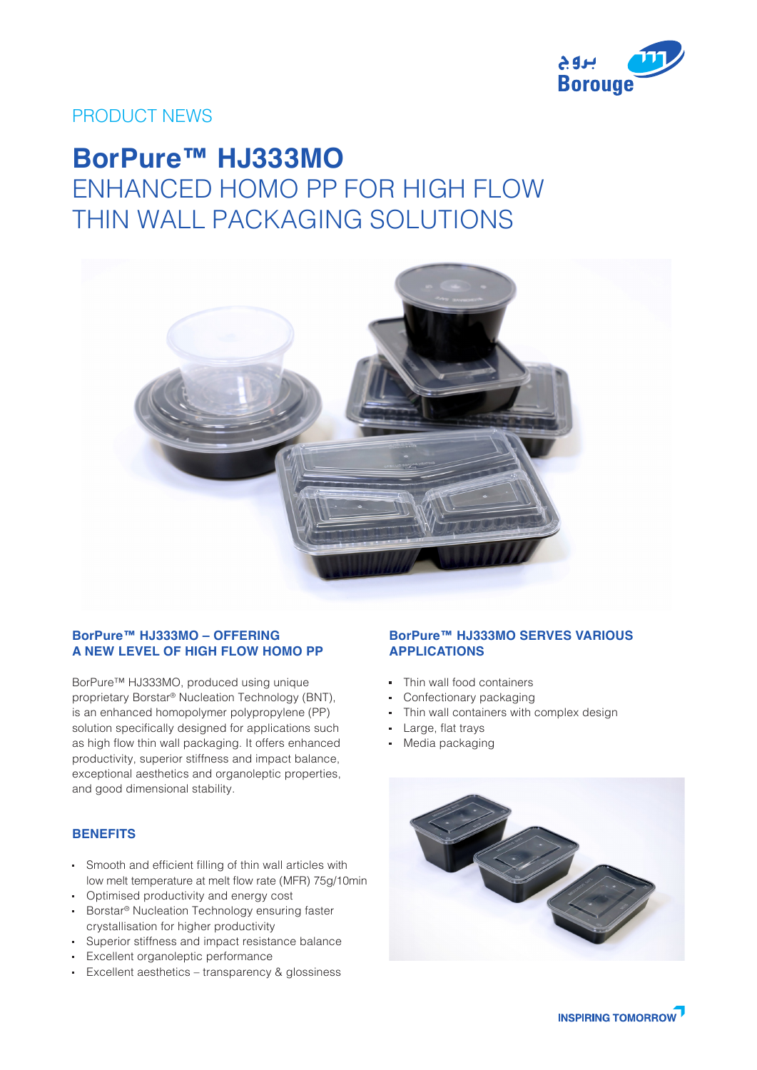PRODUCT NEWS

# BorPure™ HJ333MO

## ENHANCED HOMO PP FOR HIGH FLOW THIN WALL PACKAGING SOLUTIONS

### BorPure™ HJ333MO – OFFERING A NEW LEVEL OF HIGH FLOW HOMO PP

BorPure™ HJ333MO, produced using unique proprietary Borstar® Nucleation Technology (BNT), is an enhanced homopolymer polypropylene (PP) solution specifically designed for applications such as high flow thin wall packaging. It offers enhanced productivity, superior stiffness and impact balance, exceptional aesthetics and organoleptic properties, and good dimensional stability.

### BENEFITS

- Smooth and efficient filling of thin wall articles with low melt temperature at melt flow rate (MFR) 75g/10min
- Optimised productivity and energy cost
- Borstar® Nucleation Technology ensuring faster crystallisation for higher productivity
- Superior stiffness and impact resistance balance
- Excellent organoleptic performance
- Excellent aesthetics – transparency & glossiness

### BorPure™ HJ333MO SERVES VARIOUS APPLICATIONS

- Thin wall food containers
- Confectionary packaging
- Thin wall containers with complex design
- Large, flat trays
- Media packaging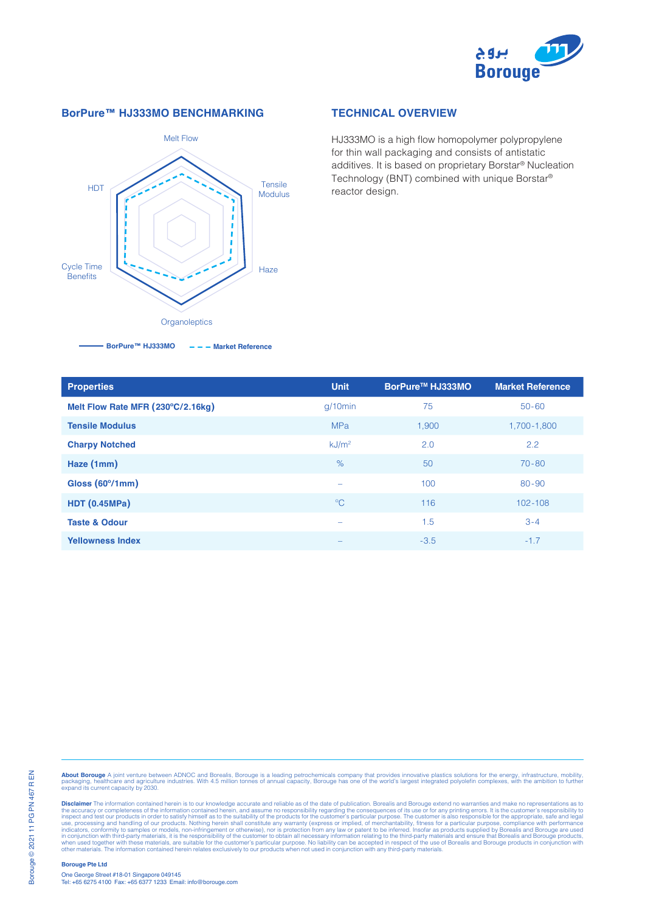## BorPure™ HJ333MO BENCHMARKING

Melt Flow

Tensile Modulus

Haze

Organoleptics

Cycle Time Benefits

HDT

BorPure™ HJ333MO

Market Reference

## TECHNICAL OVERVIEW

HJ333MO is a high flow homopolymer polypropylene for thin wall packaging and consists of antistatic additives. It is based on proprietary Borstar® Nucleation Technology (BNT) combined with unique Borstar® reactor design.

| Properties | Unit | BorPure™ HJ333MO | Market Reference |
|---|---|---|---|
| **Melt Flow Rate MFR (230°C/2.16kg)** | g/10min | 75 | 50-60 |
| **Tensile Modulus** | MPa | 1,900 | 1,700-1,800 |
| **Charpy Notched** | kJ/m² | 2.0 | 2.2 |
| **Haze (1mm)** | % | 50 | 70-80 |
| **Gloss (60°/1mm)** | – | 100 | 80-90 |
| **HDT (0.45MPa)** | °C | 116 | 102-108 |
| **Taste & Odour** | – | 1.5 | 3-4 |
| **Yellowness Index** | – | -3.5 | -1.7 |

**About Borouge** A joint venture between ADNOC and Borealis, Borouge is a leading petrochemicals company that provides innovative plastics solutions for the energy, infrastructure, mobility, packaging, healthcare and agriculture industries. With 4.5 million tonnes of annual capacity, Borouge has one of the world's largest integrated polyolefin complexes, with the ambition to further expand its current capacity by 2030.

**Disclaimer** The information contained herein is to our knowledge accurate and reliable as of the date of publication. Borealis and Borouge extend no warranties and make no representations as to the accuracy or completeness of the information contained herein, and assume no responsibility regarding the consequences of its use or for any printing errors. It is the customer's responsibility to inspect and test our products in order to satisfy himself as to the suitability of the products for the customer's particular purpose. The customer is also responsible for the appropriate, safe and legal use, processing and handling of our products. Nothing herein shall constitute any warranty (express or implied, of merchantability, fitness for a particular purpose, compliance with performance indicators, conformity to samples or models, non-infringement or otherwise), nor is protection from any law or patent to be inferred. Insofar as products supplied by Borealis and Borouge are used in conjunction with third-party materials, it is the responsibility of the customer to obtain all necessary information relating to the third-party materials and ensure that Borealis and Borouge products, when used together with these materials, are suitable for the customer's particular purpose. No liability can be accepted in respect of the use of Borealis and Borouge products in conjunction with other materials. The information contained herein relates exclusively to our products when not used in conjunction with any third-party materials.

**Borouge Pte Ltd**

One George Street #18-01 Singapore 049145
Tel: +65 6275 4100 Fax: +65 6377 1233 Email: info@borouge.com

Borouge © 2021 11 PG PN 467 R EN